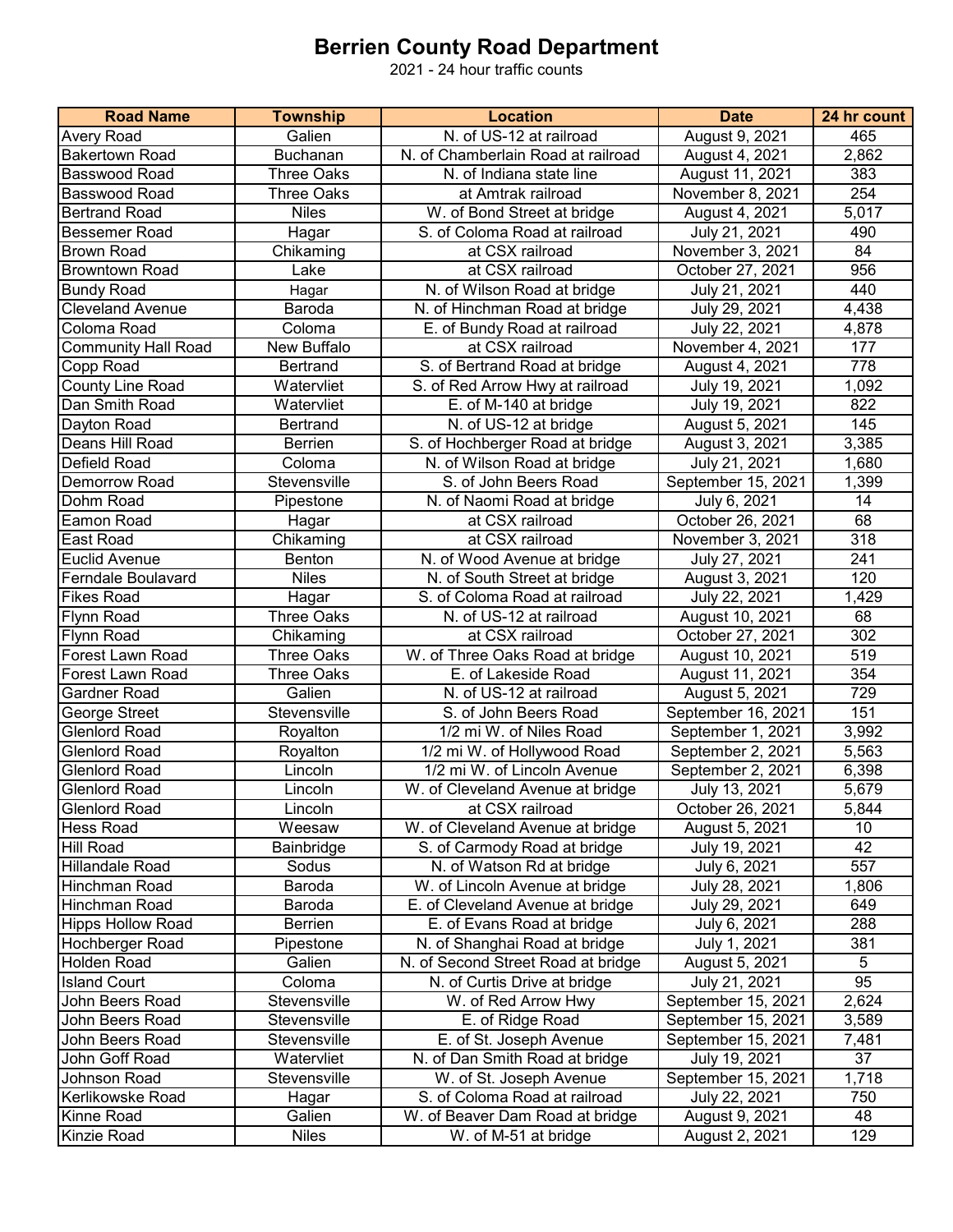# Berrien County Road Department

2021 - 24 hour traffic counts

| Road Name | Township | Location | Date | 24 hr count |
|---|---|---|---|---|
| Avery Road | Galien | N. of US-12 at railroad | August 9, 2021 | 465 |
| Bakertown Road | Buchanan | N. of Chamberlain Road at railroad | August 4, 2021 | 2,862 |
| Basswood Road | Three Oaks | N. of Indiana state line | August 11, 2021 | 383 |
| Basswood Road | Three Oaks | at Amtrak railroad | November 8, 2021 | 254 |
| Bertrand Road | Niles | W. of Bond Street at bridge | August 4, 2021 | 5,017 |
| Bessemer Road | Hagar | S. of Coloma Road at railroad | July 21, 2021 | 490 |
| Brown Road | Chikaming | at CSX railroad | November 3, 2021 | 84 |
| Browntown Road | Lake | at CSX railroad | October 27, 2021 | 956 |
| Bundy Road | Hagar | N. of Wilson Road at bridge | July 21, 2021 | 440 |
| Cleveland Avenue | Baroda | N. of Hinchman Road at bridge | July 29, 2021 | 4,438 |
| Coloma Road | Coloma | E. of Bundy Road at railroad | July 22, 2021 | 4,878 |
| Community Hall Road | New Buffalo | at CSX railroad | November 4, 2021 | 177 |
| Copp Road | Bertrand | S. of Bertrand Road at bridge | August 4, 2021 | 778 |
| County Line Road | Watervliet | S. of Red Arrow Hwy at railroad | July 19, 2021 | 1,092 |
| Dan Smith Road | Watervliet | E. of M-140 at bridge | July 19, 2021 | 822 |
| Dayton Road | Bertrand | N. of US-12 at bridge | August 5, 2021 | 145 |
| Deans Hill Road | Berrien | S. of Hochberger Road at bridge | August 3, 2021 | 3,385 |
| Defield Road | Coloma | N. of Wilson Road at bridge | July 21, 2021 | 1,680 |
| Demorrow Road | Stevensville | S. of John Beers Road | September 15, 2021 | 1,399 |
| Dohm Road | Pipestone | N. of Naomi Road at bridge | July 6, 2021 | 14 |
| Eamon Road | Hagar | at CSX railroad | October 26, 2021 | 68 |
| East Road | Chikaming | at CSX railroad | November 3, 2021 | 318 |
| Euclid Avenue | Benton | N. of Wood Avenue at bridge | July 27, 2021 | 241 |
| Ferndale Boulavard | Niles | N. of South Street at bridge | August 3, 2021 | 120 |
| Fikes Road | Hagar | S. of Coloma Road at railroad | July 22, 2021 | 1,429 |
| Flynn Road | Three Oaks | N. of US-12 at railroad | August 10, 2021 | 68 |
| Flynn Road | Chikaming | at CSX railroad | October 27, 2021 | 302 |
| Forest Lawn Road | Three Oaks | W. of Three Oaks Road at bridge | August 10, 2021 | 519 |
| Forest Lawn Road | Three Oaks | E. of Lakeside Road | August 11, 2021 | 354 |
| Gardner Road | Galien | N. of US-12 at railroad | August 5, 2021 | 729 |
| George Street | Stevensville | S. of John Beers Road | September 16, 2021 | 151 |
| Glenlord Road | Royalton | 1/2 mi W. of Niles Road | September 1, 2021 | 3,992 |
| Glenlord Road | Royalton | 1/2 mi W. of Hollywood Road | September 2, 2021 | 5,563 |
| Glenlord Road | Lincoln | 1/2 mi W. of Lincoln Avenue | September 2, 2021 | 6,398 |
| Glenlord Road | Lincoln | W. of Cleveland Avenue at bridge | July 13, 2021 | 5,679 |
| Glenlord Road | Lincoln | at CSX railroad | October 26, 2021 | 5,844 |
| Hess Road | Weesaw | W. of Cleveland Avenue at bridge | August 5, 2021 | 10 |
| Hill Road | Bainbridge | S. of Carmody Road at bridge | July 19, 2021 | 42 |
| Hillandale Road | Sodus | N. of Watson Rd at bridge | July 6, 2021 | 557 |
| Hinchman Road | Baroda | W. of Lincoln Avenue at bridge | July 28, 2021 | 1,806 |
| Hinchman Road | Baroda | E. of Cleveland Avenue at bridge | July 29, 2021 | 649 |
| Hipps Hollow Road | Berrien | E. of Evans Road at bridge | July 6, 2021 | 288 |
| Hochberger Road | Pipestone | N. of Shanghai Road at bridge | July 1, 2021 | 381 |
| Holden Road | Galien | N. of Second Street Road at bridge | August 5, 2021 | 5 |
| Island Court | Coloma | N. of Curtis Drive at bridge | July 21, 2021 | 95 |
| John Beers Road | Stevensville | W. of Red Arrow Hwy | September 15, 2021 | 2,624 |
| John Beers Road | Stevensville | E. of Ridge Road | September 15, 2021 | 3,589 |
| John Beers Road | Stevensville | E. of St. Joseph Avenue | September 15, 2021 | 7,481 |
| John Goff Road | Watervliet | N. of Dan Smith Road at bridge | July 19, 2021 | 37 |
| Johnson Road | Stevensville | W. of St. Joseph Avenue | September 15, 2021 | 1,718 |
| Kerlikowske Road | Hagar | S. of Coloma Road at railroad | July 22, 2021 | 750 |
| Kinne Road | Galien | W. of Beaver Dam Road at bridge | August 9, 2021 | 48 |
| Kinzie Road | Niles | W. of M-51 at bridge | August 2, 2021 | 129 |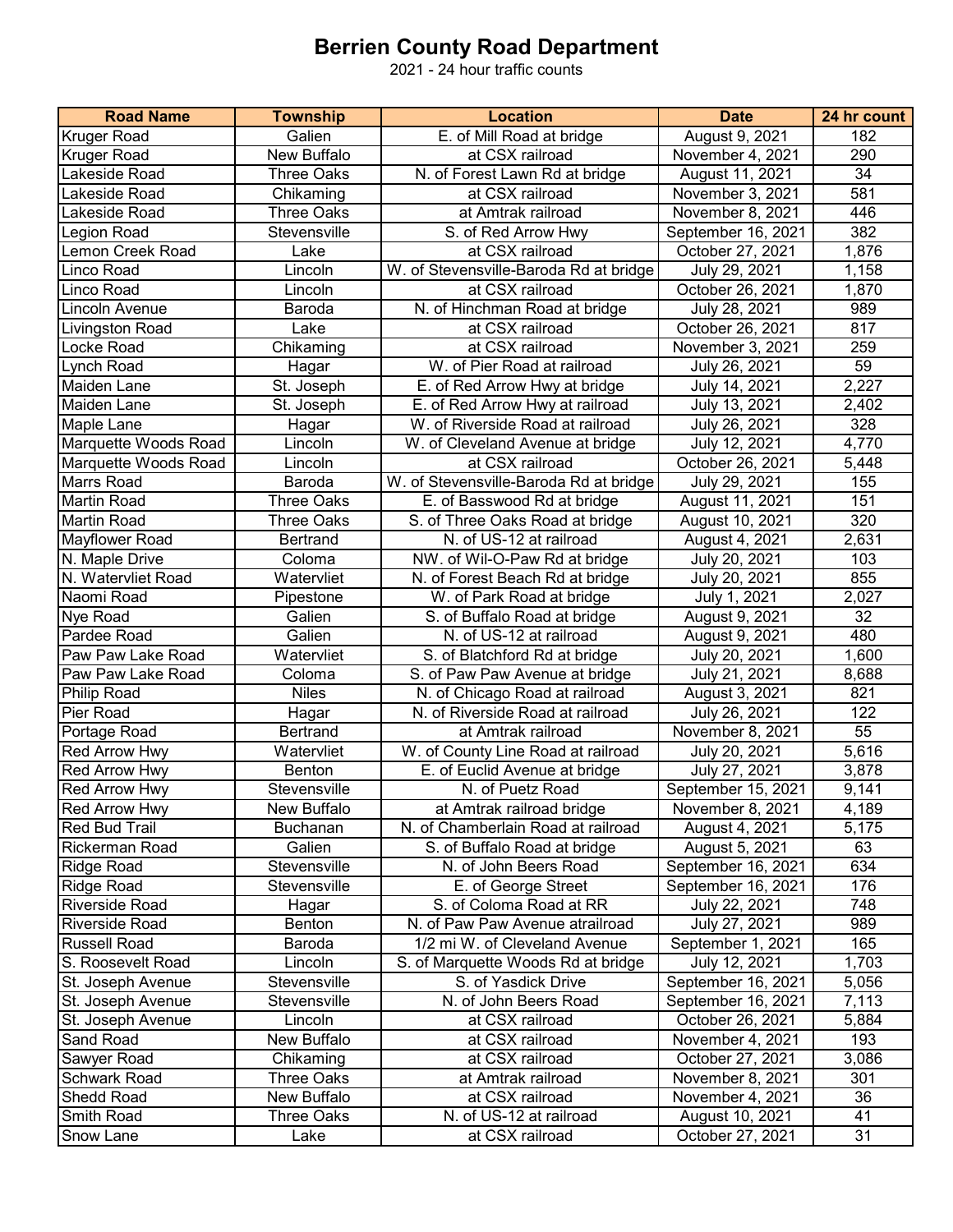# Berrien County Road Department

2021 - 24 hour traffic counts

| Road Name | Township | Location | Date | 24 hr count |
|---|---|---|---|---|
| Kruger Road | Galien | E. of Mill Road at bridge | August 9, 2021 | 182 |
| Kruger Road | New Buffalo | at CSX railroad | November 4, 2021 | 290 |
| Lakeside Road | Three Oaks | N. of Forest Lawn Rd at bridge | August 11, 2021 | 34 |
| Lakeside Road | Chikaming | at CSX railroad | November 3, 2021 | 581 |
| Lakeside Road | Three Oaks | at Amtrak railroad | November 8, 2021 | 446 |
| Legion Road | Stevensville | S. of Red Arrow Hwy | September 16, 2021 | 382 |
| Lemon Creek Road | Lake | at CSX railroad | October 27, 2021 | 1,876 |
| Linco Road | Lincoln | W. of Stevensville-Baroda Rd at bridge | July 29, 2021 | 1,158 |
| Linco Road | Lincoln | at CSX railroad | October 26, 2021 | 1,870 |
| Lincoln Avenue | Baroda | N. of Hinchman Road at bridge | July 28, 2021 | 989 |
| Livingston Road | Lake | at CSX railroad | October 26, 2021 | 817 |
| Locke Road | Chikaming | at CSX railroad | November 3, 2021 | 259 |
| Lynch Road | Hagar | W. of Pier Road at railroad | July 26, 2021 | 59 |
| Maiden Lane | St. Joseph | E. of Red Arrow Hwy at bridge | July 14, 2021 | 2,227 |
| Maiden Lane | St. Joseph | E. of Red Arrow Hwy at railroad | July 13, 2021 | 2,402 |
| Maple Lane | Hagar | W. of Riverside Road at railroad | July 26, 2021 | 328 |
| Marquette Woods Road | Lincoln | W. of Cleveland Avenue at bridge | July 12, 2021 | 4,770 |
| Marquette Woods Road | Lincoln | at CSX railroad | October 26, 2021 | 5,448 |
| Marrs Road | Baroda | W. of Stevensville-Baroda Rd at bridge | July 29, 2021 | 155 |
| Martin Road | Three Oaks | E. of Basswood Rd at bridge | August 11, 2021 | 151 |
| Martin Road | Three Oaks | S. of Three Oaks Road at bridge | August 10, 2021 | 320 |
| Mayflower Road | Bertrand | N. of US-12 at railroad | August 4, 2021 | 2,631 |
| N. Maple Drive | Coloma | NW. of Wil-O-Paw Rd at bridge | July 20, 2021 | 103 |
| N. Watervliet Road | Watervliet | N. of Forest Beach Rd at bridge | July 20, 2021 | 855 |
| Naomi Road | Pipestone | W. of Park Road at bridge | July 1, 2021 | 2,027 |
| Nye Road | Galien | S. of Buffalo Road at bridge | August 9, 2021 | 32 |
| Pardee Road | Galien | N. of US-12 at railroad | August 9, 2021 | 480 |
| Paw Paw Lake Road | Watervliet | S. of Blatchford Rd at bridge | July 20, 2021 | 1,600 |
| Paw Paw Lake Road | Coloma | S. of Paw Paw Avenue at bridge | July 21, 2021 | 8,688 |
| Philip Road | Niles | N. of Chicago Road at railroad | August 3, 2021 | 821 |
| Pier Road | Hagar | N. of Riverside Road at railroad | July 26, 2021 | 122 |
| Portage Road | Bertrand | at Amtrak railroad | November 8, 2021 | 55 |
| Red Arrow Hwy | Watervliet | W. of County Line Road at railroad | July 20, 2021 | 5,616 |
| Red Arrow Hwy | Benton | E. of Euclid Avenue at bridge | July 27, 2021 | 3,878 |
| Red Arrow Hwy | Stevensville | N. of Puetz Road | September 15, 2021 | 9,141 |
| Red Arrow Hwy | New Buffalo | at Amtrak railroad bridge | November 8, 2021 | 4,189 |
| Red Bud Trail | Buchanan | N. of Chamberlain Road at railroad | August 4, 2021 | 5,175 |
| Rickerman Road | Galien | S. of Buffalo Road at bridge | August 5, 2021 | 63 |
| Ridge Road | Stevensville | N. of John Beers Road | September 16, 2021 | 634 |
| Ridge Road | Stevensville | E. of George Street | September 16, 2021 | 176 |
| Riverside Road | Hagar | S. of Coloma Road at RR | July 22, 2021 | 748 |
| Riverside Road | Benton | N. of Paw Paw Avenue atrailroad | July 27, 2021 | 989 |
| Russell Road | Baroda | 1/2 mi W. of Cleveland Avenue | September 1, 2021 | 165 |
| S. Roosevelt Road | Lincoln | S. of Marquette Woods Rd at bridge | July 12, 2021 | 1,703 |
| St. Joseph Avenue | Stevensville | S. of Yasdick Drive | September 16, 2021 | 5,056 |
| St. Joseph Avenue | Stevensville | N. of John Beers Road | September 16, 2021 | 7,113 |
| St. Joseph Avenue | Lincoln | at CSX railroad | October 26, 2021 | 5,884 |
| Sand Road | New Buffalo | at CSX railroad | November 4, 2021 | 193 |
| Sawyer Road | Chikaming | at CSX railroad | October 27, 2021 | 3,086 |
| Schwark Road | Three Oaks | at Amtrak railroad | November 8, 2021 | 301 |
| Shedd Road | New Buffalo | at CSX railroad | November 4, 2021 | 36 |
| Smith Road | Three Oaks | N. of US-12 at railroad | August 10, 2021 | 41 |
| Snow Lane | Lake | at CSX railroad | October 27, 2021 | 31 |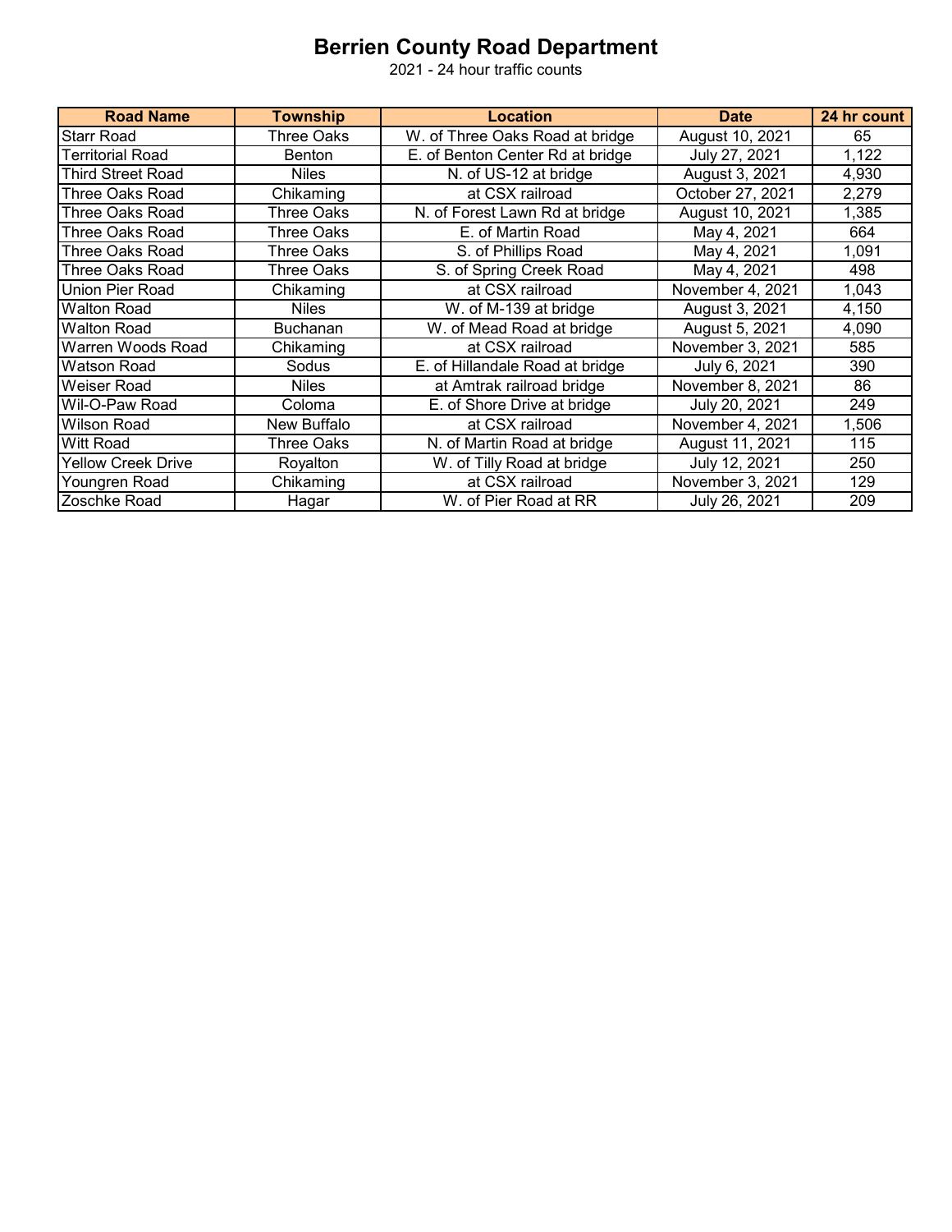# Berrien County Road Department

2021 - 24 hour traffic counts

| Road Name | Township | Location | Date | 24 hr count |
|---|---|---|---|---|
| Starr Road | Three Oaks | W. of Three Oaks Road at bridge | August 10, 2021 | 65 |
| Territorial Road | Benton | E. of Benton Center Rd at bridge | July 27, 2021 | 1,122 |
| Third Street Road | Niles | N. of US-12 at bridge | August 3, 2021 | 4,930 |
| Three Oaks Road | Chikaming | at CSX railroad | October 27, 2021 | 2,279 |
| Three Oaks Road | Three Oaks | N. of Forest Lawn Rd at bridge | August 10, 2021 | 1,385 |
| Three Oaks Road | Three Oaks | E. of Martin Road | May 4, 2021 | 664 |
| Three Oaks Road | Three Oaks | S. of Phillips Road | May 4, 2021 | 1,091 |
| Three Oaks Road | Three Oaks | S. of Spring Creek Road | May 4, 2021 | 498 |
| Union Pier Road | Chikaming | at CSX railroad | November 4, 2021 | 1,043 |
| Walton Road | Niles | W. of M-139 at bridge | August 3, 2021 | 4,150 |
| Walton Road | Buchanan | W. of Mead Road at bridge | August 5, 2021 | 4,090 |
| Warren Woods Road | Chikaming | at CSX railroad | November 3, 2021 | 585 |
| Watson Road | Sodus | E. of Hillandale Road at bridge | July 6, 2021 | 390 |
| Weiser Road | Niles | at Amtrak railroad bridge | November 8, 2021 | 86 |
| Wil-O-Paw Road | Coloma | E. of Shore Drive at bridge | July 20, 2021 | 249 |
| Wilson Road | New Buffalo | at CSX railroad | November 4, 2021 | 1,506 |
| Witt Road | Three Oaks | N. of Martin Road at bridge | August 11, 2021 | 115 |
| Yellow Creek Drive | Royalton | W. of Tilly Road at bridge | July 12, 2021 | 250 |
| Youngren Road | Chikaming | at CSX railroad | November 3, 2021 | 129 |
| Zoschke Road | Hagar | W. of Pier Road at RR | July 26, 2021 | 209 |